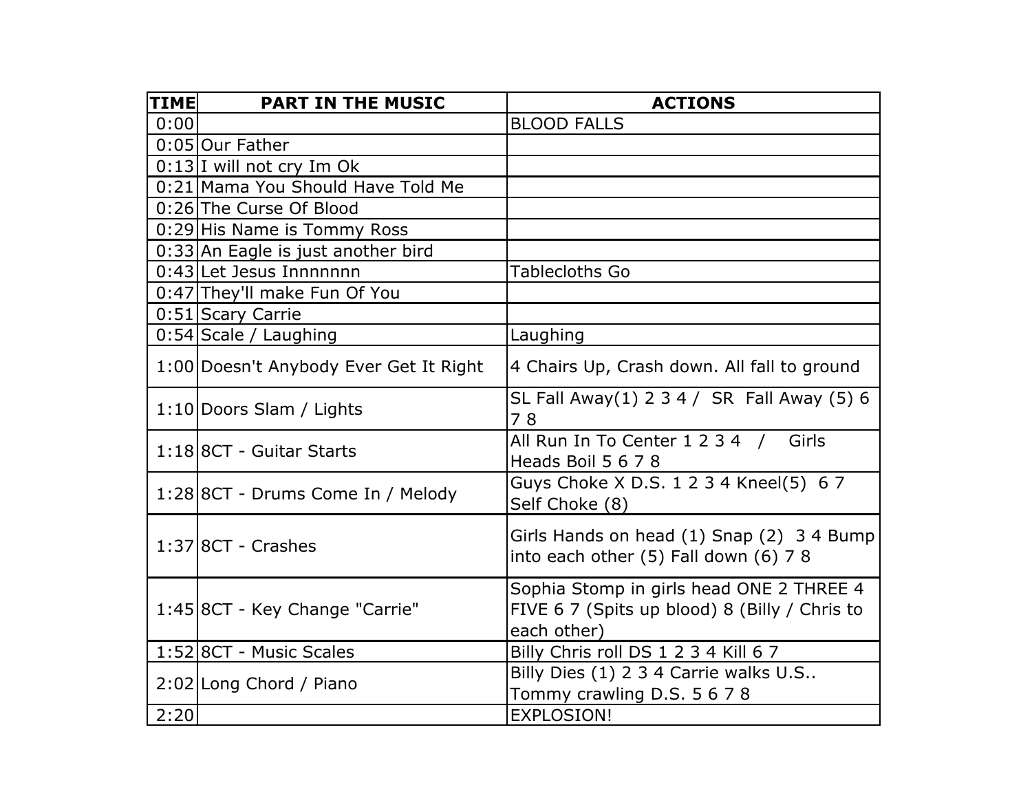| TIME | PART IN THE MUSIC | ACTIONS |
| --- | --- | --- |
| 0:00 | | BLOOD FALLS |
| 0:05 | Our Father | |
| 0:13 | I will not cry Im Ok | |
| 0:21 | Mama You Should Have Told Me | |
| 0:26 | The Curse Of Blood | |
| 0:29 | His Name is Tommy Ross | |
| 0:33 | An Eagle is just another bird | |
| 0:43 | Let Jesus Innnnnnn | Tablecloths Go |
| 0:47 | They'll make Fun Of You | |
| 0:51 | Scary Carrie | |
| 0:54 | Scale / Laughing | Laughing |
| 1:00 | Doesn't Anybody Ever Get It Right | 4 Chairs Up, Crash down. All fall to ground |
| 1:10 | Doors Slam / Lights | SL Fall Away(1) 2 3 4 / SR Fall Away (5) 6 7 8 |
| 1:18 | 8CT - Guitar Starts | All Run In To Center 1 2 3 4 / Girls Heads Boil 5 6 7 8 |
| 1:28 | 8CT - Drums Come In / Melody | Guys Choke X D.S. 1 2 3 4 Kneel(5) 6 7 Self Choke (8) |
| 1:37 | 8CT - Crashes | Girls Hands on head (1) Snap (2) 3 4 Bump into each other (5) Fall down (6) 7 8 |
| 1:45 | 8CT - Key Change "Carrie" | Sophia Stomp in girls head ONE 2 THREE 4 FIVE 6 7 (Spits up blood) 8 (Billy / Chris to each other) |
| 1:52 | 8CT - Music Scales | Billy Chris roll DS 1 2 3 4 Kill 6 7 |
| 2:02 | Long Chord / Piano | Billy Dies (1) 2 3 4 Carrie walks U.S.. Tommy crawling D.S. 5 6 7 8 |
| 2:20 | | EXPLOSION! |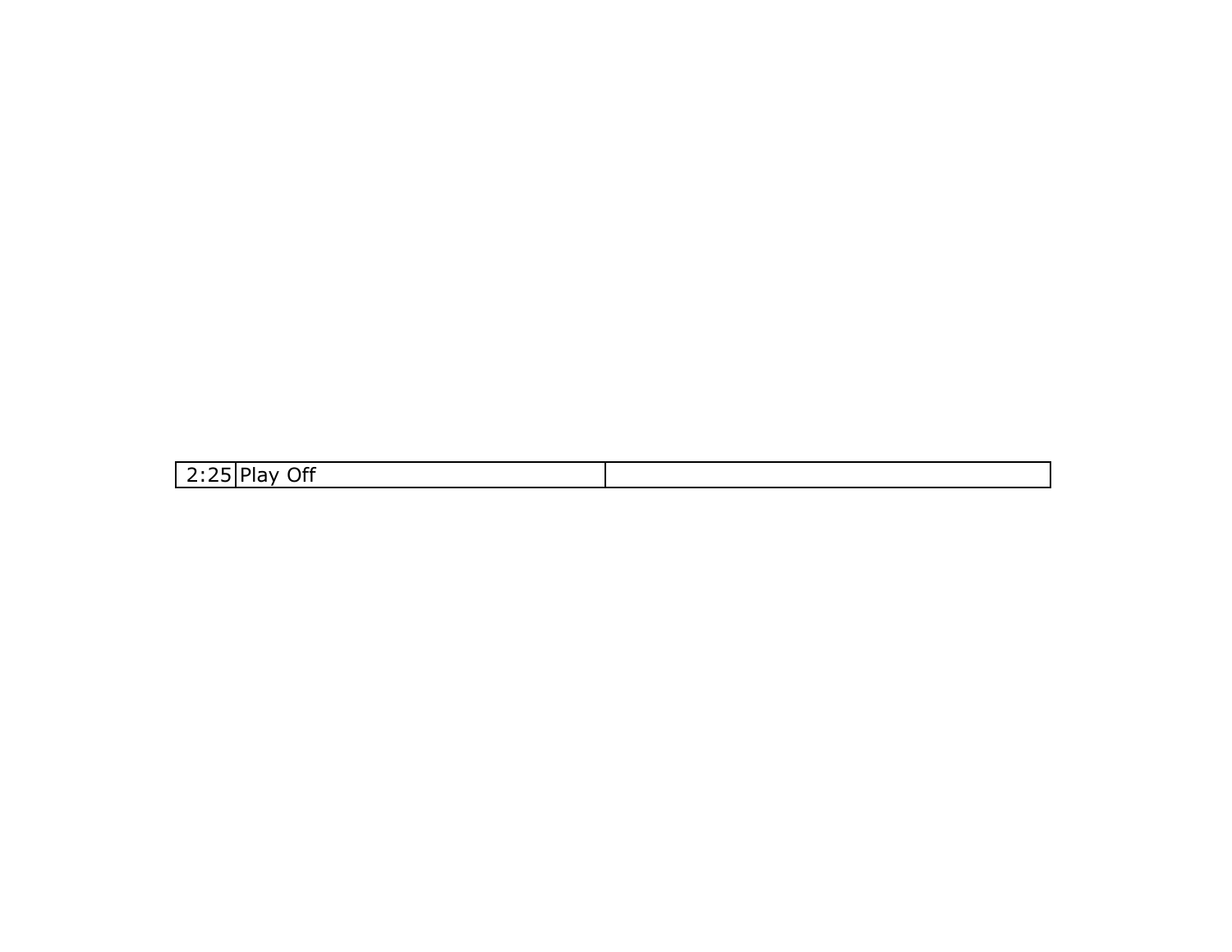| | | |
|---|---|---|
| 2:25 | Play Off | |